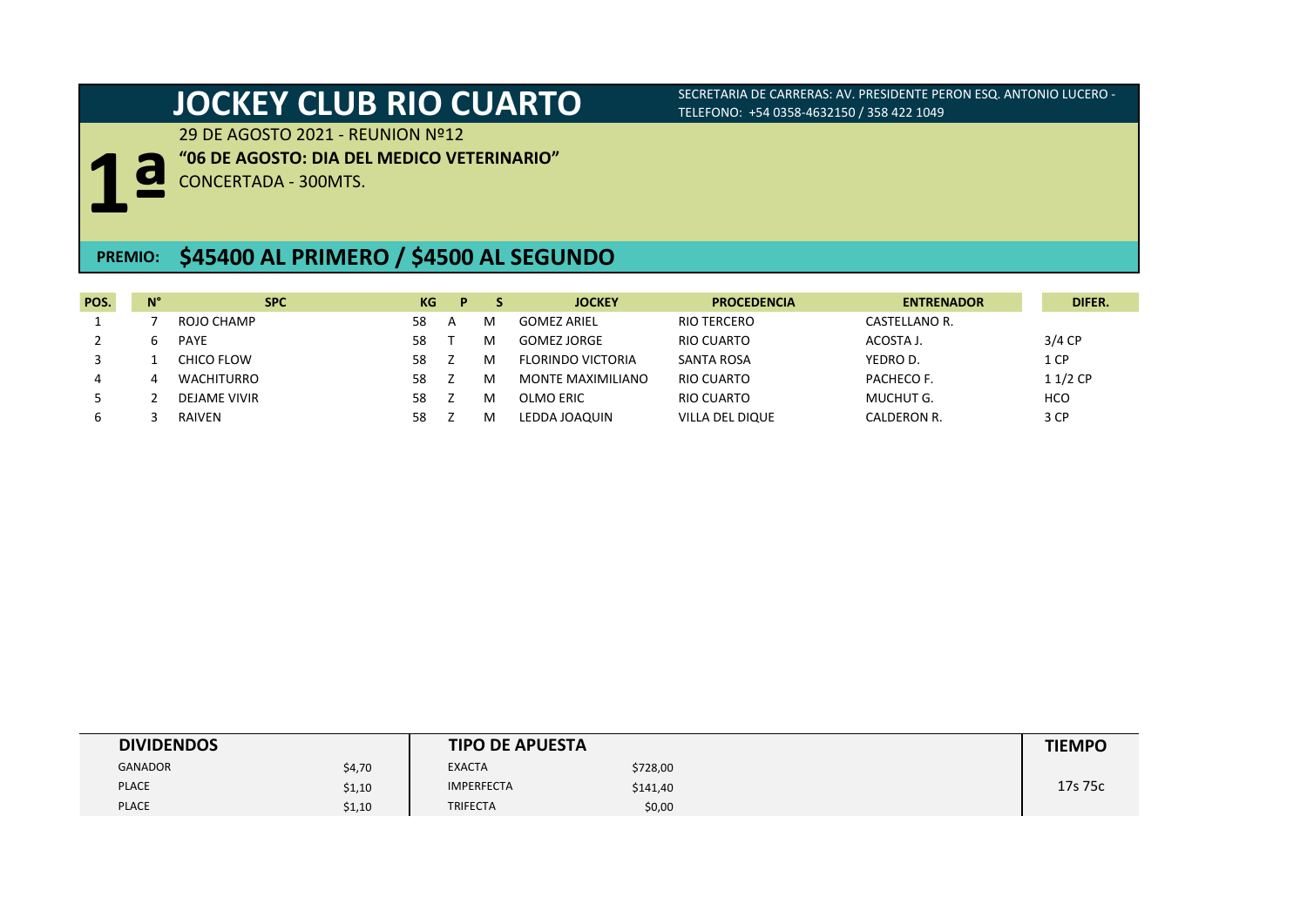# JOCKEY CLUB RIO CUARTO

SECRETARIA DE CARRERAS: AV. PRESIDENTE PERON ESQ. ANTONIO LUCERO - TELEFONO: +54 0358-4632150 / 358 422 1049

## 1ª

29 DE AGOSTO 2021 - REUNION Nº12

**"06 DE AGOSTO: DIA DEL MEDICO VETERINARIO"**

CONCERTADA - 300MTS.

**PREMIO: $45400 AL PRIMERO / $4500 AL SEGUNDO**

| POS. | N° | SPC | KG | P | S | JOCKEY | PROCEDENCIA | ENTRENADOR | DIFER. |
|---|---|---|---|---|---|---|---|---|---|
| 1 | 7 | ROJO CHAMP | 58 | A | M | GOMEZ ARIEL | RIO TERCERO | CASTELLANO R. | |
| 2 | 6 | PAYE | 58 | T | M | GOMEZ JORGE | RIO CUARTO | ACOSTA J. | 3/4 CP |
| 3 | 1 | CHICO FLOW | 58 | Z | M | FLORINDO VICTORIA | SANTA ROSA | YEDRO D. | 1 CP |
| 4 | 4 | WACHITURRO | 58 | Z | M | MONTE MAXIMILIANO | RIO CUARTO | PACHECO F. | 1 1/2 CP |
| 5 | 2 | DEJAME VIVIR | 58 | Z | M | OLMO ERIC | RIO CUARTO | MUCHUT G. | HCO |
| 6 | 3 | RAIVEN | 58 | Z | M | LEDDA JOAQUIN | VILLA DEL DIQUE | CALDERON R. | 3 CP |

| DIVIDENDOS | | TIPO DE APUESTA | | TIEMPO |
|---|---|---|---|---|
| GANADOR | $4,70 | EXACTA | $728,00 | 17s 75c |
| PLACE | $1,10 | IMPERFECTA | $141,40 | |
| PLACE | $1,10 | TRIFECTA | $0,00 | |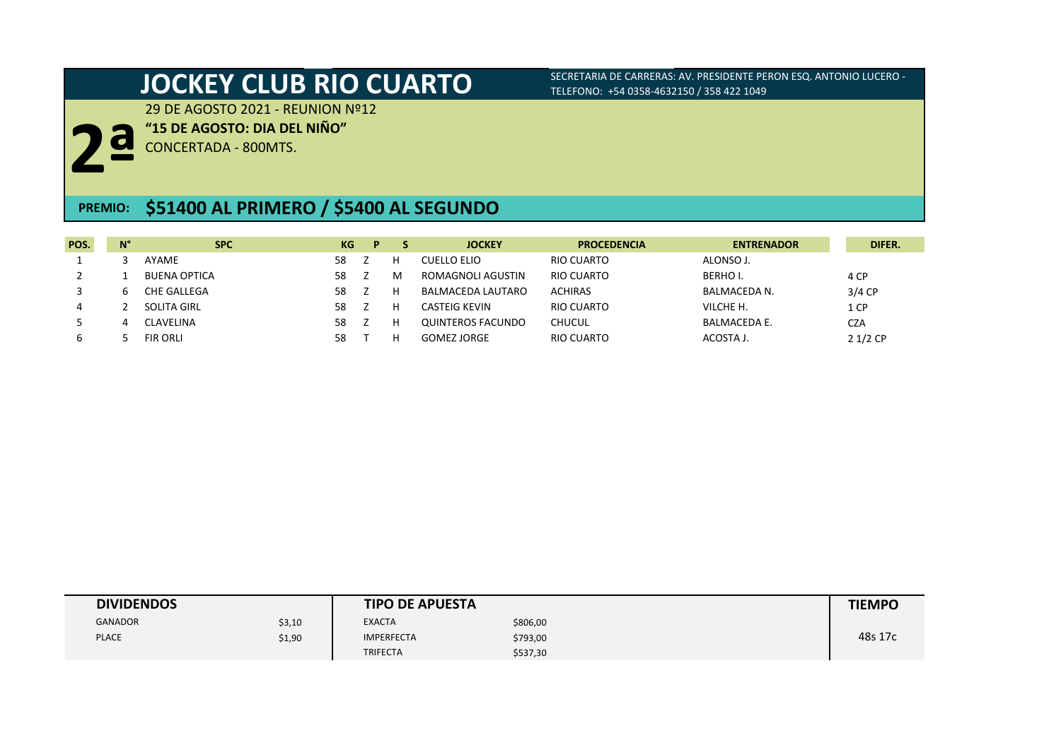# JOCKEY CLUB RIO CUARTO

SECRETARIA DE CARRERAS: AV. PRESIDENTE PERON ESQ. ANTONIO LUCERO - TELEFONO: +54 0358-4632150 / 358 422 1049

## 2ª

29 DE AGOSTO 2021 - REUNION Nº12

**"15 DE AGOSTO: DIA DEL NIÑO"**

CONCERTADA - 800MTS.

**PREMIO: $51400 AL PRIMERO / $5400 AL SEGUNDO**

| POS. | N° | SPC | KG | P | S | JOCKEY | PROCEDENCIA | ENTRENADOR | DIFER. |
|---|---|---|---|---|---|---|---|---|---|
| 1 | 3 | AYAME | 58 | Z | H | CUELLO ELIO | RIO CUARTO | ALONSO J. | |
| 2 | 1 | BUENA OPTICA | 58 | Z | M | ROMAGNOLI AGUSTIN | RIO CUARTO | BERHO I. | 4 CP |
| 3 | 6 | CHE GALLEGA | 58 | Z | H | BALMACEDA LAUTARO | ACHIRAS | BALMACEDA N. | 3/4 CP |
| 4 | 2 | SOLITA GIRL | 58 | Z | H | CASTEIG KEVIN | RIO CUARTO | VILCHE H. | 1 CP |
| 5 | 4 | CLAVELINA | 58 | Z | H | QUINTEROS FACUNDO | CHUCUL | BALMACEDA E. | CZA |
| 6 | 5 | FIR ORLI | 58 | T | H | GOMEZ JORGE | RIO CUARTO | ACOSTA J. | 2 1/2 CP |

| DIVIDENDOS | | TIPO DE APUESTA | | TIEMPO |
|---|---|---|---|---|
| GANADOR | $3,10 | EXACTA | $806,00 | 48s 17c |
| PLACE | $1,90 | IMPERFECTA | $793,00 | |
| | | TRIFECTA | $537,30 | |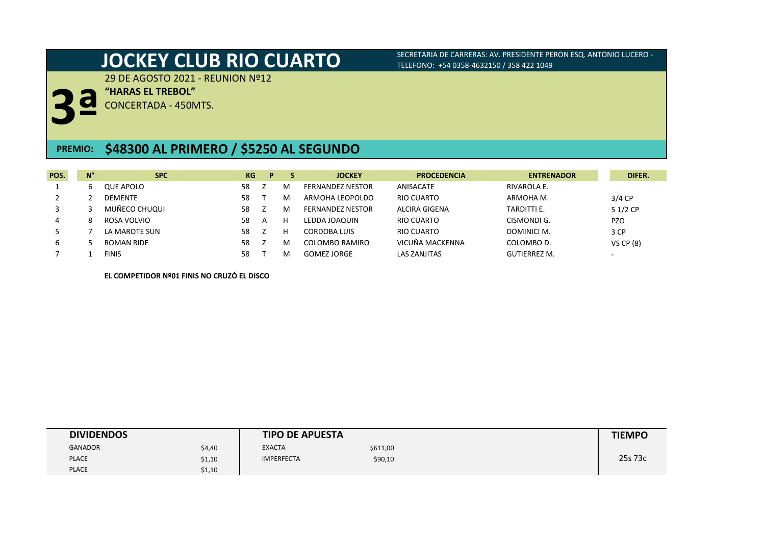# JOCKEY CLUB RIO CUARTO

SECRETARIA DE CARRERAS: AV. PRESIDENTE PERON ESQ. ANTONIO LUCERO - TELEFONO: +54 0358-4632150 / 358 422 1049

## 3ª

29 DE AGOSTO 2021 - REUNION Nº12

**"HARAS EL TREBOL"**

CONCERTADA - 450MTS.

**PREMIO: $48300 AL PRIMERO / $5250 AL SEGUNDO**

| POS. | N° | SPC | KG | P | S | JOCKEY | PROCEDENCIA | ENTRENADOR | DIFER. |
|---|---|---|---|---|---|---|---|---|---|
| 1 | 6 | QUE APOLO | 58 | Z | M | FERNANDEZ NESTOR | ANISACATE | RIVAROLA E. | |
| 2 | 2 | DEMENTE | 58 | T | M | ARMOHA LEOPOLDO | RIO CUARTO | ARMOHA M. | 3/4 CP |
| 3 | 3 | MUÑECO CHUQUI | 58 | Z | M | FERNANDEZ NESTOR | ALCIRA GIGENA | TARDITTI E. | 5 1/2 CP |
| 4 | 8 | ROSA VOLVIO | 58 | A | H | LEDDA JOAQUIN | RIO CUARTO | CISMONDI G. | PZO |
| 5 | 7 | LA MAROTE SUN | 58 | Z | H | CORDOBA LUIS | RIO CUARTO | DOMINICI M. | 3 CP |
| 6 | 5 | ROMAN RIDE | 58 | Z | M | COLOMBO RAMIRO | VICUÑA MACKENNA | COLOMBO D. | VS CP (8) |
| 7 | 1 | FINIS | 58 | T | M | GOMEZ JORGE | LAS ZANJITAS | GUTIERREZ M. | - |

**EL COMPETIDOR Nº01 FINIS NO CRUZÓ EL DISCO**

| DIVIDENDOS | | TIPO DE APUESTA | | TIEMPO |
|---|---|---|---|---|
| GANADOR | $4,40 | EXACTA | $611,00 | 25s 73c |
| PLACE | $1,10 | IMPERFECTA | $90,10 | |
| PLACE | $1,10 | | | |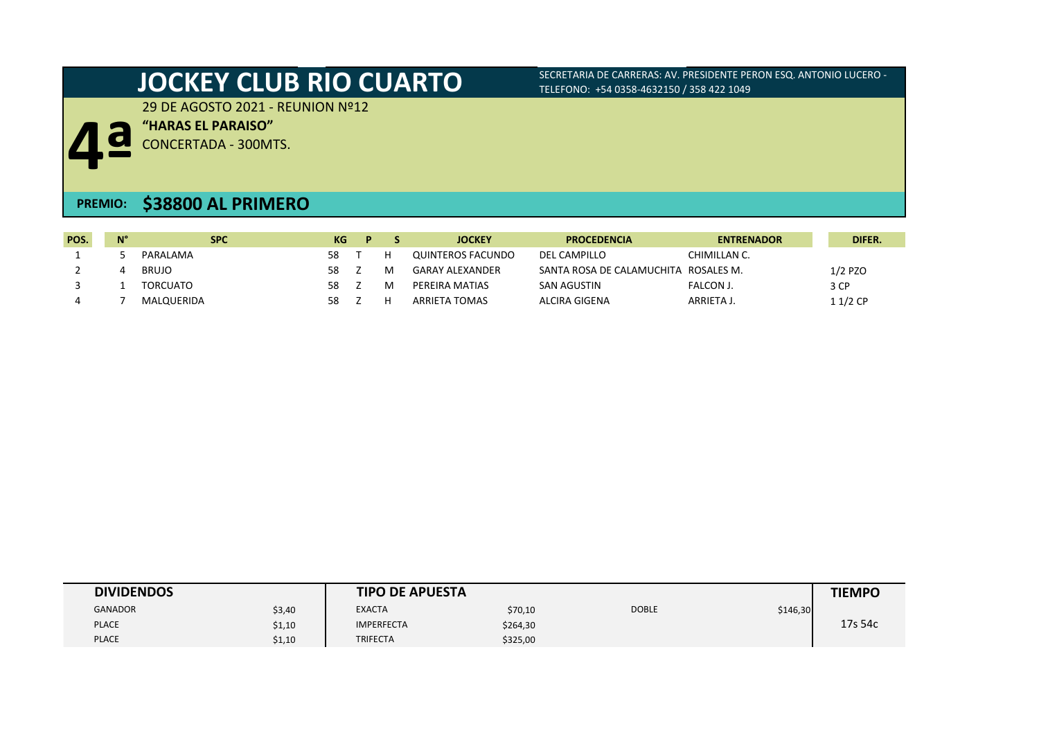# JOCKEY CLUB RIO CUARTO

SECRETARIA DE CARRERAS: AV. PRESIDENTE PERON ESQ. ANTONIO LUCERO - TELEFONO: +54 0358-4632150 / 358 422 1049

## 4ª

29 DE AGOSTO 2021 - REUNION Nº12

**"HARAS EL PARAISO"**

CONCERTADA - 300MTS.

**PREMIO: $38800 AL PRIMERO**

| POS. | N° | SPC | KG | P | S | JOCKEY | PROCEDENCIA | ENTRENADOR | DIFER. |
|---|---|---|---|---|---|---|---|---|---|
| 1 | 5 | PARALAMA | 58 | T | H | QUINTEROS FACUNDO | DEL CAMPILLO | CHIMILLAN C. | |
| 2 | 4 | BRUJO | 58 | Z | M | GARAY ALEXANDER | SANTA ROSA DE CALAMUCHITA | ROSALES M. | 1/2 PZO |
| 3 | 1 | TORCUATO | 58 | Z | M | PEREIRA MATIAS | SAN AGUSTIN | FALCON J. | 3 CP |
| 4 | 7 | MALQUERIDA | 58 | Z | H | ARRIETA TOMAS | ALCIRA GIGENA | ARRIETA J. | 1 1/2 CP |

| DIVIDENDOS | | TIPO DE APUESTA | | | | TIEMPO |
|---|---|---|---|---|---|---|
| GANADOR | $3,40 | EXACTA | $70,10 | DOBLE | $146,30 | 17s 54c |
| PLACE | $1,10 | IMPERFECTA | $264,30 | | | |
| PLACE | $1,10 | TRIFECTA | $325,00 | | | |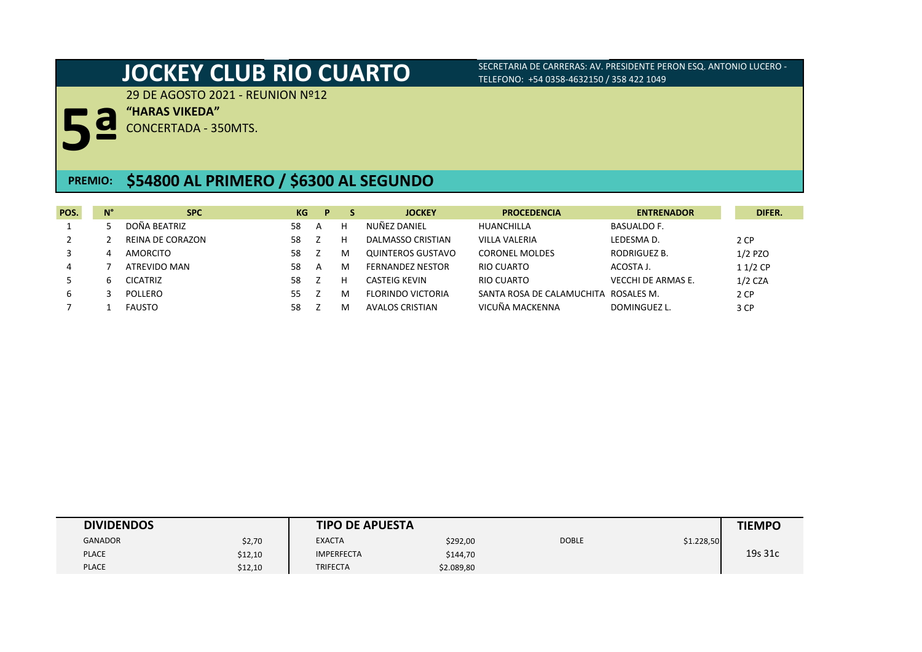# JOCKEY CLUB RIO CUARTO

SECRETARIA DE CARRERAS: AV. PRESIDENTE PERON ESQ. ANTONIO LUCERO - TELEFONO: +54 0358-4632150 / 358 422 1049

## 5ª

29 DE AGOSTO 2021 - REUNION Nº12

**"HARAS VIKEDA"**

CONCERTADA - 350MTS.

**PREMIO: $54800 AL PRIMERO / $6300 AL SEGUNDO**

| POS. | N° | SPC | KG | P | S | JOCKEY | PROCEDENCIA | ENTRENADOR | DIFER. |
|---|---|---|---|---|---|---|---|---|---|
| 1 | 5 | DOÑA BEATRIZ | 58 | A | H | NUÑEZ DANIEL | HUANCHILLA | BASUALDO F. | |
| 2 | 2 | REINA DE CORAZON | 58 | Z | H | DALMASSO CRISTIAN | VILLA VALERIA | LEDESMA D. | 2 CP |
| 3 | 4 | AMORCITO | 58 | Z | M | QUINTEROS GUSTAVO | CORONEL MOLDES | RODRIGUEZ B. | 1/2 PZO |
| 4 | 7 | ATREVIDO MAN | 58 | A | M | FERNANDEZ NESTOR | RIO CUARTO | ACOSTA J. | 1 1/2 CP |
| 5 | 6 | CICATRIZ | 58 | Z | H | CASTEIG KEVIN | RIO CUARTO | VECCHI DE ARMAS E. | 1/2 CZA |
| 6 | 3 | POLLERO | 55 | Z | M | FLORINDO VICTORIA | SANTA ROSA DE CALAMUCHITA | ROSALES M. | 2 CP |
| 7 | 1 | FAUSTO | 58 | Z | M | AVALOS CRISTIAN | VICUÑA MACKENNA | DOMINGUEZ L. | 3 CP |

| DIVIDENDOS | | TIPO DE APUESTA | | | | TIEMPO |
|---|---|---|---|---|---|---|
| GANADOR | $2,70 | EXACTA | $292,00 | DOBLE | $1.228,50 | 19s 31c |
| PLACE | $12,10 | IMPERFECTA | $144,70 | | | |
| PLACE | $12,10 | TRIFECTA | $2.089,80 | | | |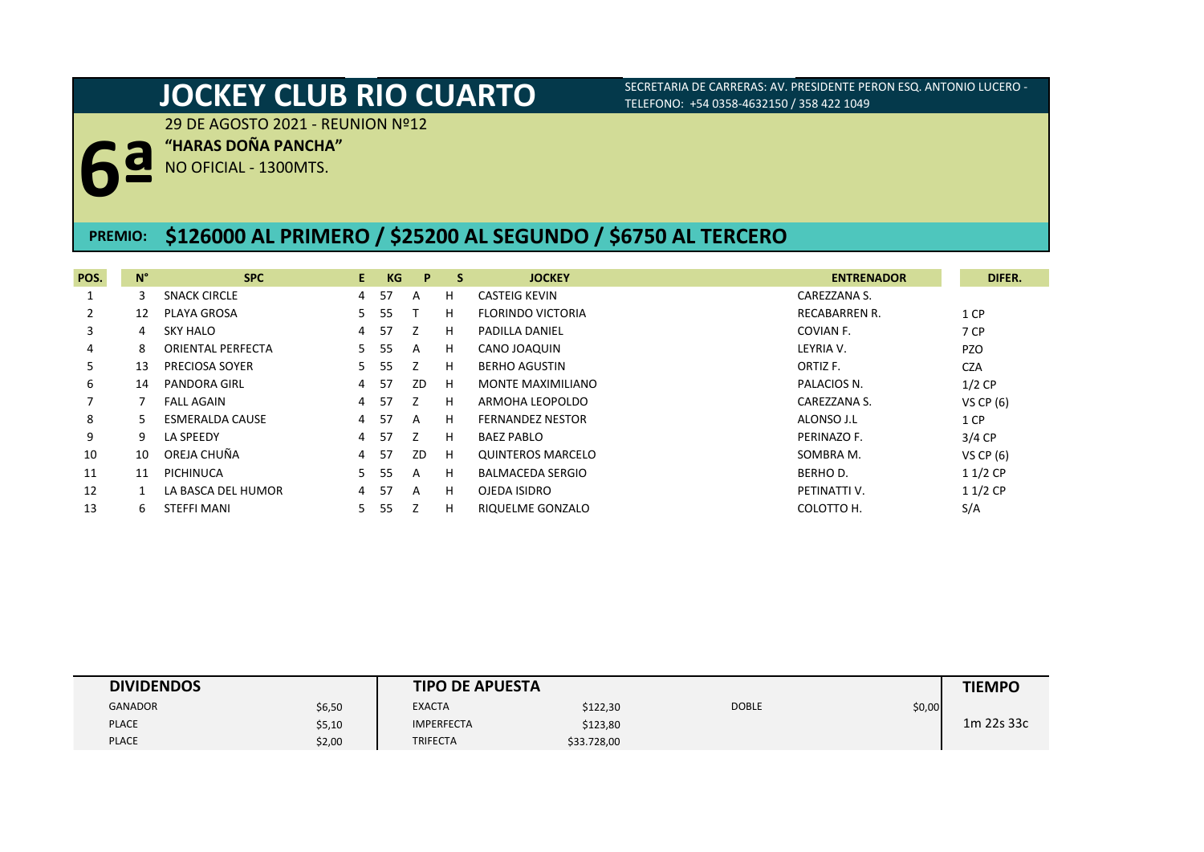# JOCKEY CLUB RIO CUARTO

SECRETARIA DE CARRERAS: AV. PRESIDENTE PERON ESQ. ANTONIO LUCERO - TELEFONO: +54 0358-4632150 / 358 422 1049

## 6ª

29 DE AGOSTO 2021 - REUNION Nº12

**"HARAS DOÑA PANCHA"**

NO OFICIAL - 1300MTS.

**PREMIO: $126000 AL PRIMERO / $25200 AL SEGUNDO / $6750 AL TERCERO**

| POS. | N° | SPC | E. | KG | P | S | JOCKEY | ENTRENADOR | DIFER. |
|---|---|---|---|---|---|---|---|---|---|
| 1 | 3 | SNACK CIRCLE | 4 | 57 | A | H | CASTEIG KEVIN | CAREZZANA S. | |
| 2 | 12 | PLAYA GROSA | 5 | 55 | T | H | FLORINDO VICTORIA | RECABARREN R. | 1 CP |
| 3 | 4 | SKY HALO | 4 | 57 | Z | H | PADILLA DANIEL | COVIAN F. | 7 CP |
| 4 | 8 | ORIENTAL PERFECTA | 5 | 55 | A | H | CANO JOAQUIN | LEYRIA V. | PZO |
| 5 | 13 | PRECIOSA SOYER | 5 | 55 | Z | H | BERHO AGUSTIN | ORTIZ F. | CZA |
| 6 | 14 | PANDORA GIRL | 4 | 57 | ZD | H | MONTE MAXIMILIANO | PALACIOS N. | 1/2 CP |
| 7 | 7 | FALL AGAIN | 4 | 57 | Z | H | ARMOHA LEOPOLDO | CAREZZANA S. | VS CP (6) |
| 8 | 5 | ESMERALDA CAUSE | 4 | 57 | A | H | FERNANDEZ NESTOR | ALONSO J.L | 1 CP |
| 9 | 9 | LA SPEEDY | 4 | 57 | Z | H | BAEZ PABLO | PERINAZO F. | 3/4 CP |
| 10 | 10 | OREJA CHUÑA | 4 | 57 | ZD | H | QUINTEROS MARCELO | SOMBRA M. | VS CP (6) |
| 11 | 11 | PICHINUCA | 5 | 55 | A | H | BALMACEDA SERGIO | BERHO D. | 1 1/2 CP |
| 12 | 1 | LA BASCA DEL HUMOR | 4 | 57 | A | H | OJEDA ISIDRO | PETINATTI V. | 1 1/2 CP |
| 13 | 6 | STEFFI MANI | 5 | 55 | Z | H | RIQUELME GONZALO | COLOTTO H. | S/A |

| DIVIDENDOS | | TIPO DE APUESTA | | | | TIEMPO |
|---|---|---|---|---|---|---|
| GANADOR | $6,50 | EXACTA | $122,30 | DOBLE | $0,00 | 1m 22s 33c |
| PLACE | $5,10 | IMPERFECTA | $123,80 | | | |
| PLACE | $2,00 | TRIFECTA | $33.728,00 | | | |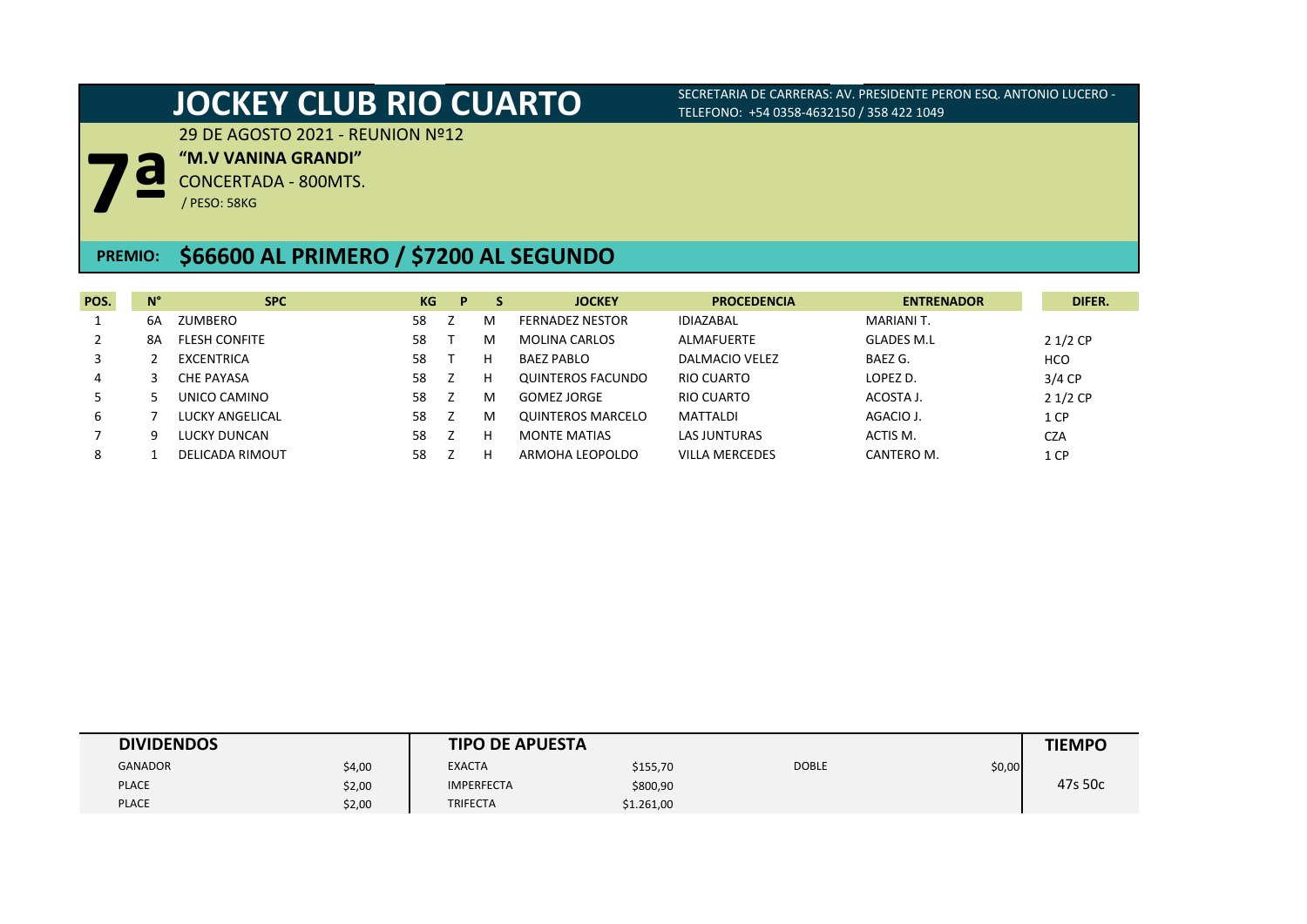# JOCKEY CLUB RIO CUARTO

SECRETARIA DE CARRERAS: AV. PRESIDENTE PERON ESQ. ANTONIO LUCERO - TELEFONO: +54 0358-4632150 / 358 422 1049

## 7ª

29 DE AGOSTO 2021 - REUNION Nº12

**"M.V VANINA GRANDI"**

CONCERTADA - 800MTS.

/ PESO: 58KG

## PREMIO: $66600 AL PRIMERO / $7200 AL SEGUNDO

| POS. | N° | SPC | KG | P | S | JOCKEY | PROCEDENCIA | ENTRENADOR | DIFER. |
|---|---|---|---|---|---|---|---|---|---|
| 1 | 6A | ZUMBERO | 58 | Z | M | FERNADEZ NESTOR | IDIAZABAL | MARIANI T. | |
| 2 | 8A | FLESH CONFITE | 58 | T | M | MOLINA CARLOS | ALMAFUERTE | GLADES M.L | 2 1/2 CP |
| 3 | 2 | EXCENTRICA | 58 | T | H | BAEZ PABLO | DALMACIO VELEZ | BAEZ G. | HCO |
| 4 | 3 | CHE PAYASA | 58 | Z | H | QUINTEROS FACUNDO | RIO CUARTO | LOPEZ D. | 3/4 CP |
| 5 | 5 | UNICO CAMINO | 58 | Z | M | GOMEZ JORGE | RIO CUARTO | ACOSTA J. | 2 1/2 CP |
| 6 | 7 | LUCKY ANGELICAL | 58 | Z | M | QUINTEROS MARCELO | MATTALDI | AGACIO J. | 1 CP |
| 7 | 9 | LUCKY DUNCAN | 58 | Z | H | MONTE MATIAS | LAS JUNTURAS | ACTIS M. | CZA |
| 8 | 1 | DELICADA RIMOUT | 58 | Z | H | ARMOHA LEOPOLDO | VILLA MERCEDES | CANTERO M. | 1 CP |

| DIVIDENDOS | | TIPO DE APUESTA | | | | TIEMPO |
|---|---|---|---|---|---|---|
| GANADOR | $4,00 | EXACTA | $155,70 | DOBLE | $0,00 | 47s 50c |
| PLACE | $2,00 | IMPERFECTA | $800,90 | | | |
| PLACE | $2,00 | TRIFECTA | $1.261,00 | | | |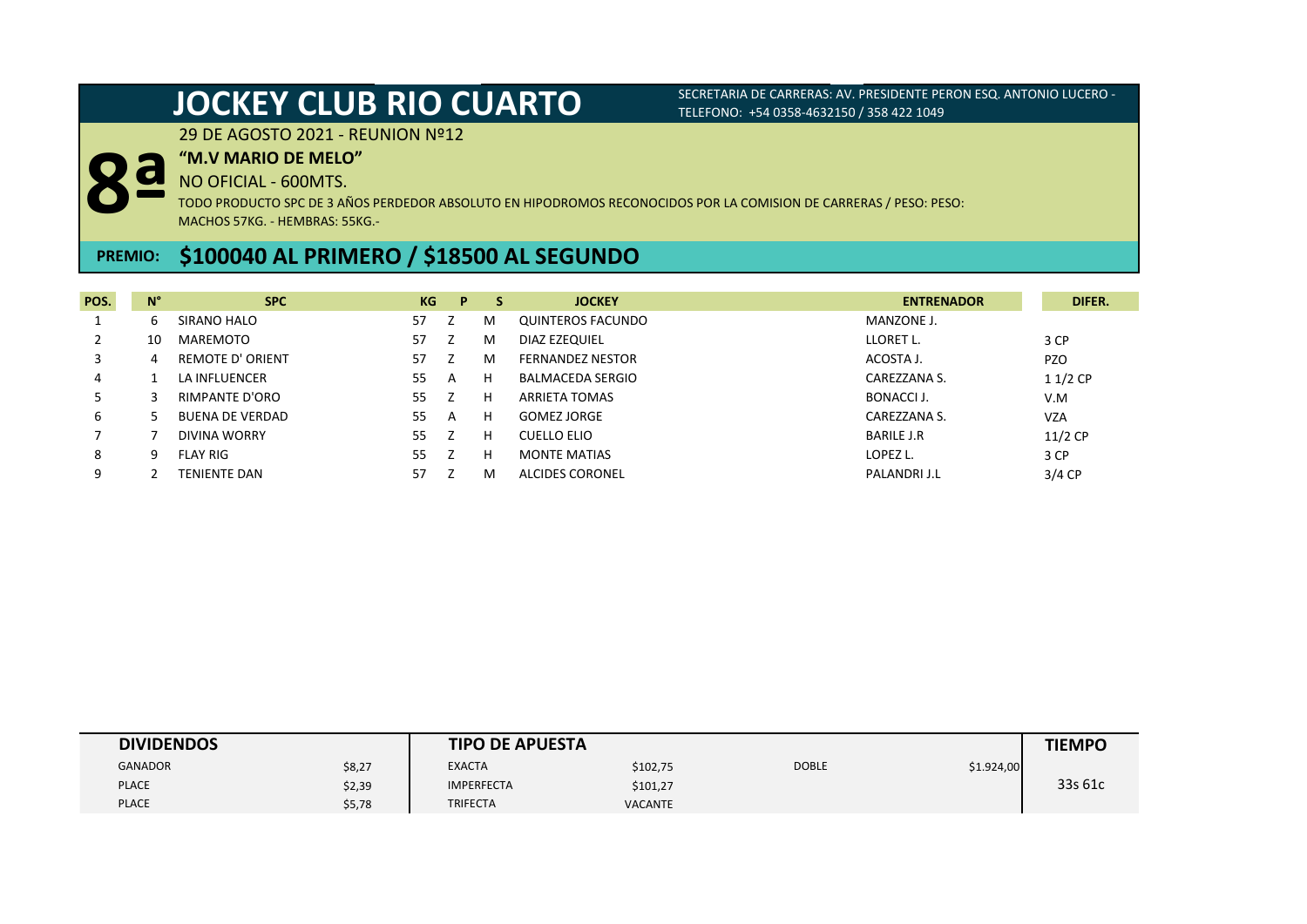# JOCKEY CLUB RIO CUARTO

SECRETARIA DE CARRERAS: AV. PRESIDENTE PERON ESQ. ANTONIO LUCERO - TELEFONO: +54 0358-4632150 / 358 422 1049

## 8ª

29 DE AGOSTO 2021 - REUNION Nº12

**"M.V MARIO DE MELO"**

NO OFICIAL - 600MTS.

TODO PRODUCTO SPC DE 3 AÑOS PERDEDOR ABSOLUTO EN HIPODROMOS RECONOCIDOS POR LA COMISION DE CARRERAS / PESO: PESO: MACHOS 57KG. - HEMBRAS: 55KG.-

## PREMIO: $100040 AL PRIMERO / $18500 AL SEGUNDO

| POS. | N° | SPC | KG | P | S | JOCKEY | ENTRENADOR | DIFER. |
|---|---|---|---|---|---|---|---|---|
| 1 | 6 | SIRANO HALO | 57 | Z | M | QUINTEROS FACUNDO | MANZONE J. | |
| 2 | 10 | MAREMOTO | 57 | Z | M | DIAZ EZEQUIEL | LLORET L. | 3 CP |
| 3 | 4 | REMOTE D' ORIENT | 57 | Z | M | FERNANDEZ NESTOR | ACOSTA J. | PZO |
| 4 | 1 | LA INFLUENCER | 55 | A | H | BALMACEDA SERGIO | CAREZZANA S. | 1 1/2 CP |
| 5 | 3 | RIMPANTE D'ORO | 55 | Z | H | ARRIETA TOMAS | BONACCI J. | V.M |
| 6 | 5 | BUENA DE VERDAD | 55 | A | H | GOMEZ JORGE | CAREZZANA S. | VZA |
| 7 | 7 | DIVINA WORRY | 55 | Z | H | CUELLO ELIO | BARILE J.R | 11/2 CP |
| 8 | 9 | FLAY RIG | 55 | Z | H | MONTE MATIAS | LOPEZ L. | 3 CP |
| 9 | 2 | TENIENTE DAN | 57 | Z | M | ALCIDES CORONEL | PALANDRI J.L | 3/4 CP |

| DIVIDENDOS | | TIPO DE APUESTA | | | | TIEMPO |
|---|---|---|---|---|---|---|
| GANADOR | $8,27 | EXACTA | $102,75 | DOBLE | $1.924,00 | 33s 61c |
| PLACE | $2,39 | IMPERFECTA | $101,27 | | | |
| PLACE | $5,78 | TRIFECTA | VACANTE | | | |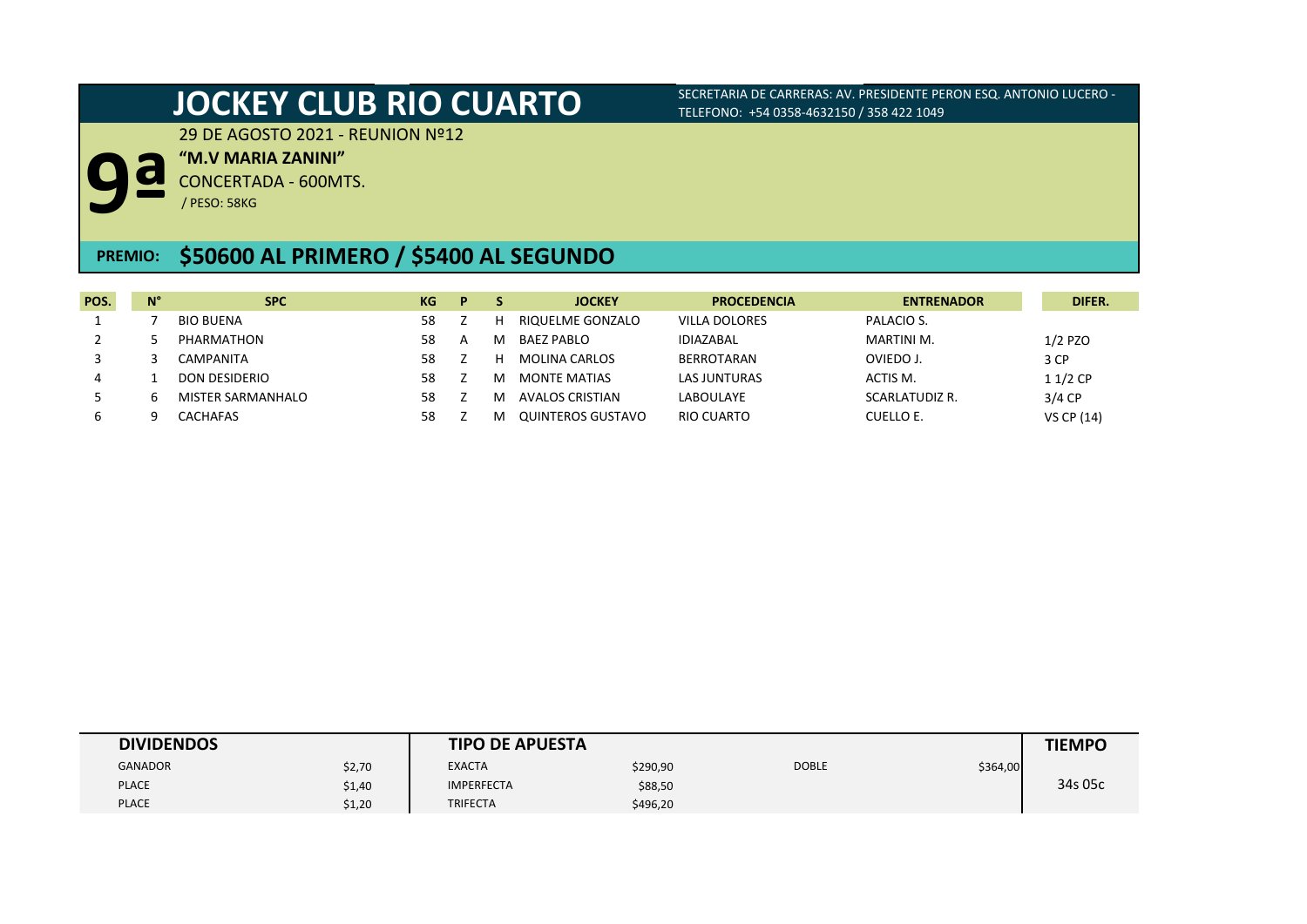# JOCKEY CLUB RIO CUARTO

SECRETARIA DE CARRERAS: AV. PRESIDENTE PERON ESQ. ANTONIO LUCERO - TELEFONO: +54 0358-4632150 / 358 422 1049

## 9ª

29 DE AGOSTO 2021 - REUNION Nº12

**"M.V MARIA ZANINI"**

CONCERTADA - 600MTS.

/ PESO: 58KG

## PREMIO: $50600 AL PRIMERO / $5400 AL SEGUNDO

| POS. | N° | SPC | KG | P | S | JOCKEY | PROCEDENCIA | ENTRENADOR | DIFER. |
|---|---|---|---|---|---|---|---|---|---|
| 1 | 7 | BIO BUENA | 58 | Z | H | RIQUELME GONZALO | VILLA DOLORES | PALACIO S. | |
| 2 | 5 | PHARMATHON | 58 | A | M | BAEZ PABLO | IDIAZABAL | MARTINI M. | 1/2 PZO |
| 3 | 3 | CAMPANITA | 58 | Z | H | MOLINA CARLOS | BERROTARAN | OVIEDO J. | 3 CP |
| 4 | 1 | DON DESIDERIO | 58 | Z | M | MONTE MATIAS | LAS JUNTURAS | ACTIS M. | 1 1/2 CP |
| 5 | 6 | MISTER SARMANHALO | 58 | Z | M | AVALOS CRISTIAN | LABOULAYE | SCARLATUDIZ R. | 3/4 CP |
| 6 | 9 | CACHAFAS | 58 | Z | M | QUINTEROS GUSTAVO | RIO CUARTO | CUELLO E. | VS CP (14) |

| DIVIDENDOS | | TIPO DE APUESTA | | | | TIEMPO |
|---|---|---|---|---|---|---|
| GANADOR | $2,70 | EXACTA | $290,90 | DOBLE | $364,00 | 34s 05c |
| PLACE | $1,40 | IMPERFECTA | $88,50 | | | |
| PLACE | $1,20 | TRIFECTA | $496,20 | | | |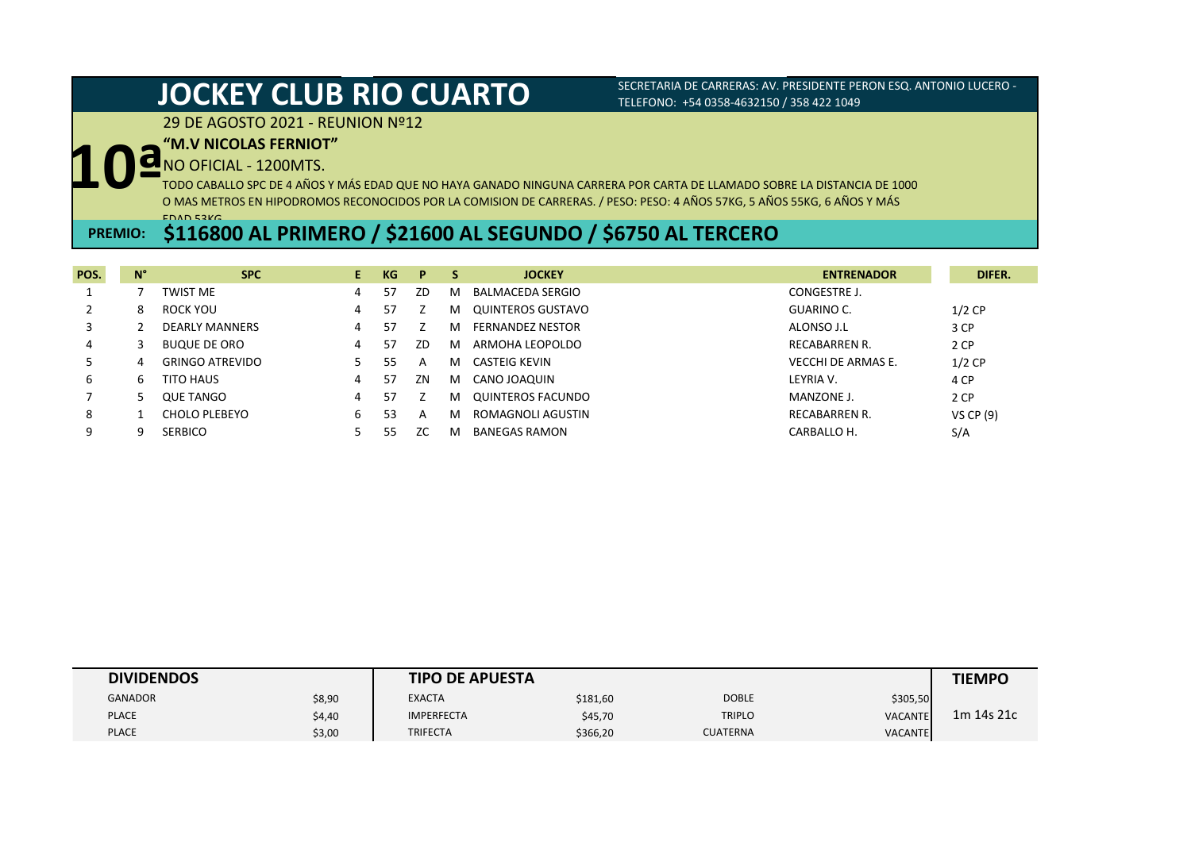# JOCKEY CLUB RIO CUARTO

SECRETARIA DE CARRERAS: AV. PRESIDENTE PERON ESQ. ANTONIO LUCERO - TELEFONO: +54 0358-4632150 / 358 422 1049

29 DE AGOSTO 2021 - REUNION Nº12

## 10ª "M.V NICOLAS FERNIOT"

NO OFICIAL - 1200MTS.

TODO CABALLO SPC DE 4 AÑOS Y MÁS EDAD QUE NO HAYA GANADO NINGUNA CARRERA POR CARTA DE LLAMADO SOBRE LA DISTANCIA DE 1000 O MAS METROS EN HIPODROMOS RECONOCIDOS POR LA COMISION DE CARRERAS. / PESO: PESO: 4 AÑOS 57KG, 5 AÑOS 55KG, 6 AÑOS Y MÁS EDAD 53KG

**PREMIO: $116800 AL PRIMERO / $21600 AL SEGUNDO / $6750 AL TERCERO**

| POS. | N° | SPC | E | KG | P | S | JOCKEY | ENTRENADOR | DIFER. |
|---|---|---|---|---|---|---|---|---|---|
| 1 | 7 | TWIST ME | 4 | 57 | ZD | M | BALMACEDA SERGIO | CONGESTRE J. | |
| 2 | 8 | ROCK YOU | 4 | 57 | Z | M | QUINTEROS GUSTAVO | GUARINO C. | 1/2 CP |
| 3 | 2 | DEARLY MANNERS | 4 | 57 | Z | M | FERNANDEZ NESTOR | ALONSO J.L | 3 CP |
| 4 | 3 | BUQUE DE ORO | 4 | 57 | ZD | M | ARMOHA LEOPOLDO | RECABARREN R. | 2 CP |
| 5 | 4 | GRINGO ATREVIDO | 5 | 55 | A | M | CASTEIG KEVIN | VECCHI DE ARMAS E. | 1/2 CP |
| 6 | 6 | TITO HAUS | 4 | 57 | ZN | M | CANO JOAQUIN | LEYRIA V. | 4 CP |
| 7 | 5 | QUE TANGO | 4 | 57 | Z | M | QUINTEROS FACUNDO | MANZONE J. | 2 CP |
| 8 | 1 | CHOLO PLEBEYO | 6 | 53 | A | M | ROMAGNOLI AGUSTIN | RECABARREN R. | VS CP (9) |
| 9 | 9 | SERBICO | 5 | 55 | ZC | M | BANEGAS RAMON | CARBALLO H. | S/A |

| DIVIDENDOS | | TIPO DE APUESTA | | | | TIEMPO |
|---|---|---|---|---|---|---|
| GANADOR | $8,90 | EXACTA | $181,60 | DOBLE | $305,50 | 1m 14s 21c |
| PLACE | $4,40 | IMPERFECTA | $45,70 | TRIPLO | VACANTE | |
| PLACE | $3,00 | TRIFECTA | $366,20 | CUATERNA | VACANTE | |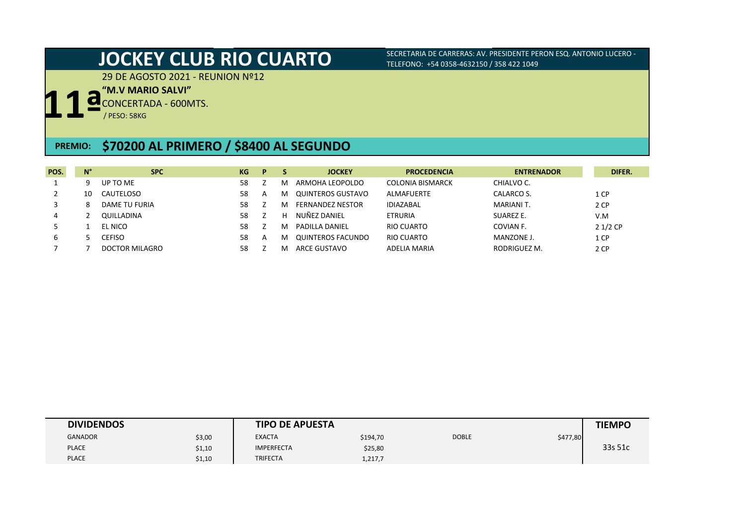# JOCKEY CLUB RIO CUARTO

SECRETARIA DE CARRERAS: AV. PRESIDENTE PERON ESQ. ANTONIO LUCERO - TELEFONO: +54 0358-4632150 / 358 422 1049

29 DE AGOSTO 2021 - REUNION Nº12

## 11ª

**"M.V MARIO SALVI"**

CONCERTADA - 600MTS.

/ PESO: 58KG

**PREMIO: $70200 AL PRIMERO / $8400 AL SEGUNDO**

| POS. | N° | SPC | KG | P | S | JOCKEY | PROCEDENCIA | ENTRENADOR | DIFER. |
|---|---|---|---|---|---|---|---|---|---|
| 1 | 9 | UP TO ME | 58 | Z | M | ARMOHA LEOPOLDO | COLONIA BISMARCK | CHIALVO C. | |
| 2 | 10 | CAUTELOSO | 58 | A | M | QUINTEROS GUSTAVO | ALMAFUERTE | CALARCO S. | 1 CP |
| 3 | 8 | DAME TU FURIA | 58 | Z | M | FERNANDEZ NESTOR | IDIAZABAL | MARIANI T. | 2 CP |
| 4 | 2 | QUILLADINA | 58 | Z | H | NUÑEZ DANIEL | ETRURIA | SUAREZ E. | V.M |
| 5 | 1 | EL NICO | 58 | Z | M | PADILLA DANIEL | RIO CUARTO | COVIAN F. | 2 1/2 CP |
| 6 | 5 | CEFISO | 58 | A | M | QUINTEROS FACUNDO | RIO CUARTO | MANZONE J. | 1 CP |
| 7 | 7 | DOCTOR MILAGRO | 58 | Z | M | ARCE GUSTAVO | ADELIA MARIA | RODRIGUEZ M. | 2 CP |

| DIVIDENDOS | | TIPO DE APUESTA | | | | TIEMPO |
|---|---|---|---|---|---|---|
| GANADOR | $3,00 | EXACTA | $194,70 | DOBLE | $477,80 | 33s 51c |
| PLACE | $1,10 | IMPERFECTA | $25,80 | | | |
| PLACE | $1,10 | TRIFECTA | 1,217,7 | | | |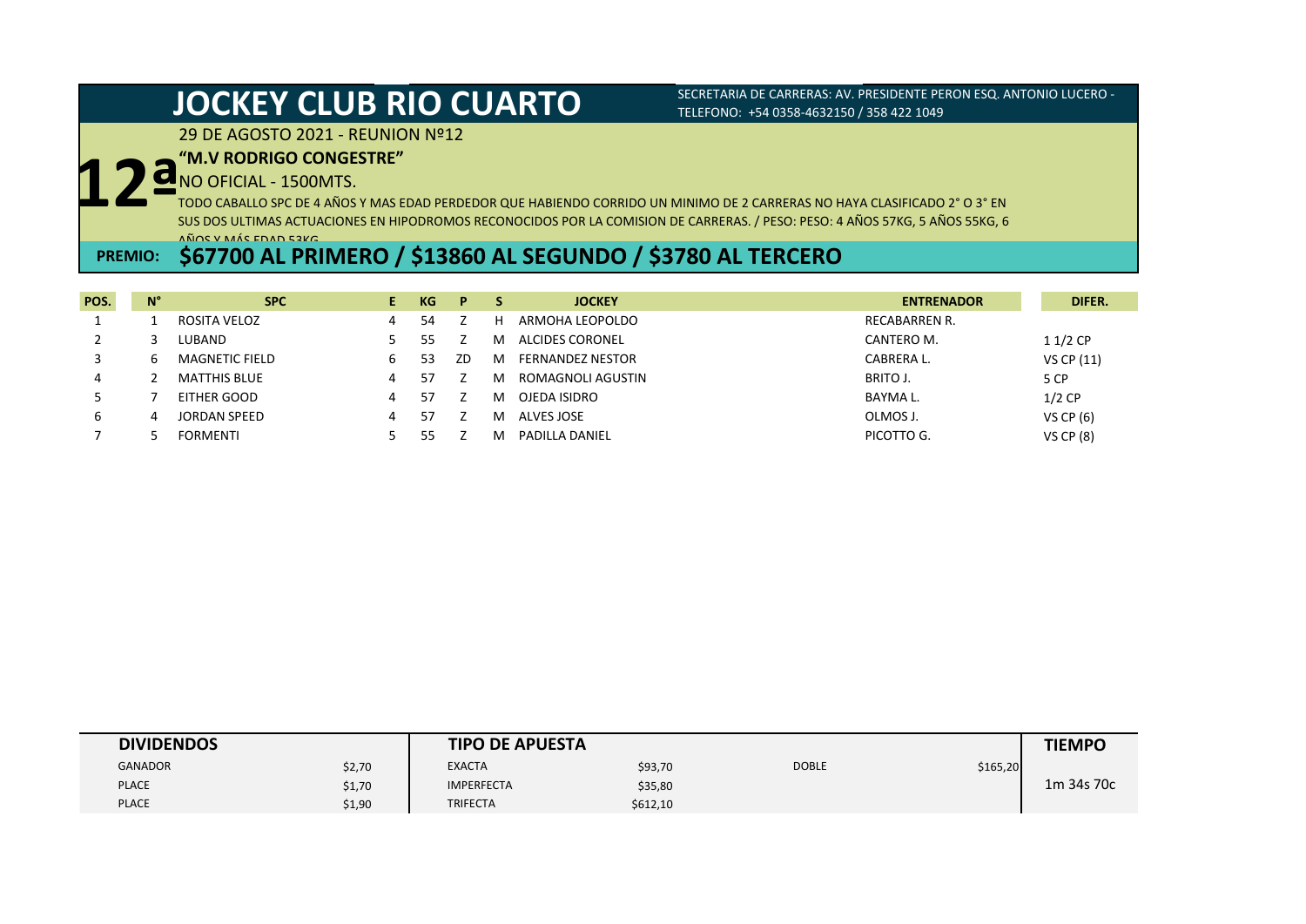# JOCKEY CLUB RIO CUARTO

SECRETARIA DE CARRERAS: AV. PRESIDENTE PERON ESQ. ANTONIO LUCERO - TELEFONO: +54 0358-4632150 / 358 422 1049

29 DE AGOSTO 2021 - REUNION Nº12

## 12ª "M.V RODRIGO CONGESTRE"

NO OFICIAL - 1500MTS.

TODO CABALLO SPC DE 4 AÑOS Y MAS EDAD PERDEDOR QUE HABIENDO CORRIDO UN MINIMO DE 2 CARRERAS NO HAYA CLASIFICADO 2° O 3° EN SUS DOS ULTIMAS ACTUACIONES EN HIPODROMOS RECONOCIDOS POR LA COMISION DE CARRERAS. / PESO: PESO: 4 AÑOS 57KG, 5 AÑOS 55KG, 6 AÑOS Y MÁS EDAD 53KG

**PREMIO: $67700 AL PRIMERO / $13860 AL SEGUNDO / $3780 AL TERCERO**

| POS. | N° | SPC | E | KG | P | S | JOCKEY | ENTRENADOR | DIFER. |
|---|---|---|---|---|---|---|---|---|---|
| 1 | 1 | ROSITA VELOZ | 4 | 54 | Z | H | ARMOHA LEOPOLDO | RECABARREN R. | |
| 2 | 3 | LUBAND | 5 | 55 | Z | M | ALCIDES CORONEL | CANTERO M. | 1 1/2 CP |
| 3 | 6 | MAGNETIC FIELD | 6 | 53 | ZD | M | FERNANDEZ NESTOR | CABRERA L. | VS CP (11) |
| 4 | 2 | MATTHIS BLUE | 4 | 57 | Z | M | ROMAGNOLI AGUSTIN | BRITO J. | 5 CP |
| 5 | 7 | EITHER GOOD | 4 | 57 | Z | M | OJEDA ISIDRO | BAYMA L. | 1/2 CP |
| 6 | 4 | JORDAN SPEED | 4 | 57 | Z | M | ALVES JOSE | OLMOS J. | VS CP (6) |
| 7 | 5 | FORMENTI | 5 | 55 | Z | M | PADILLA DANIEL | PICOTTO G. | VS CP (8) |

| DIVIDENDOS | | TIPO DE APUESTA | | | | TIEMPO |
|---|---|---|---|---|---|---|
| GANADOR | $2,70 | EXACTA | $93,70 | DOBLE | $165,20 | 1m 34s 70c |
| PLACE | $1,70 | IMPERFECTA | $35,80 | | | |
| PLACE | $1,90 | TRIFECTA | $612,10 | | | |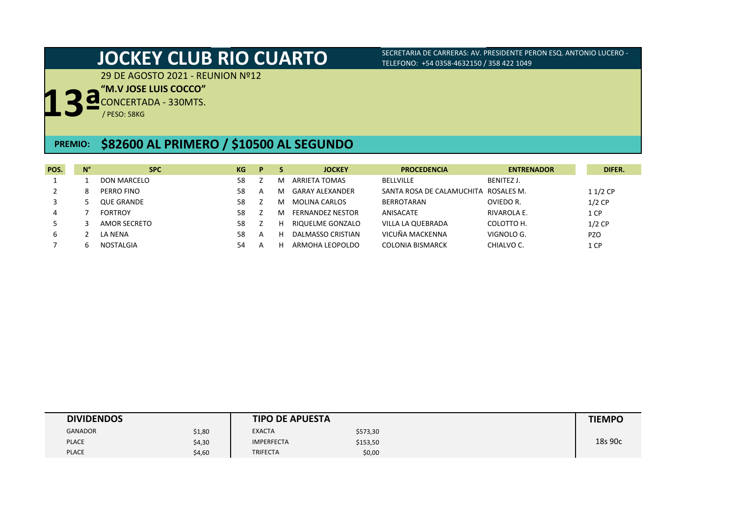# JOCKEY CLUB RIO CUARTO

SECRETARIA DE CARRERAS: AV. PRESIDENTE PERON ESQ. ANTONIO LUCERO - TELEFONO: +54 0358-4632150 / 358 422 1049

29 DE AGOSTO 2021 - REUNION Nº12

## 13ª

**"M.V JOSE LUIS COCCO"**

CONCERTADA - 330MTS.

/ PESO: 58KG

**PREMIO: $82600 AL PRIMERO / $10500 AL SEGUNDO**

| POS. | N° | SPC | KG | P | S | JOCKEY | PROCEDENCIA | ENTRENADOR | DIFER. |
|---|---|---|---|---|---|---|---|---|---|
| 1 | 1 | DON MARCELO | 58 | Z | M | ARRIETA TOMAS | BELLVILLE | BENITEZ J. | |
| 2 | 8 | PERRO FINO | 58 | A | M | GARAY ALEXANDER | SANTA ROSA DE CALAMUCHITA | ROSALES M. | 1 1/2 CP |
| 3 | 5 | QUE GRANDE | 58 | Z | M | MOLINA CARLOS | BERROTARAN | OVIEDO R. | 1/2 CP |
| 4 | 7 | FORTROY | 58 | Z | M | FERNANDEZ NESTOR | ANISACATE | RIVAROLA E. | 1 CP |
| 5 | 3 | AMOR SECRETO | 58 | Z | H | RIQUELME GONZALO | VILLA LA QUEBRADA | COLOTTO H. | 1/2 CP |
| 6 | 2 | LA NENA | 58 | A | H | DALMASSO CRISTIAN | VICUÑA MACKENNA | VIGNOLO G. | PZO |
| 7 | 6 | NOSTALGIA | 54 | A | H | ARMOHA LEOPOLDO | COLONIA BISMARCK | CHIALVO C. | 1 CP |

| DIVIDENDOS | | TIPO DE APUESTA | | TIEMPO |
|---|---|---|---|---|
| GANADOR | $1,80 | EXACTA | $573,30 | |
| PLACE | $4,30 | IMPERFECTA | $153,50 | 18s 90c |
| PLACE | $4,60 | TRIFECTA | $0,00 | |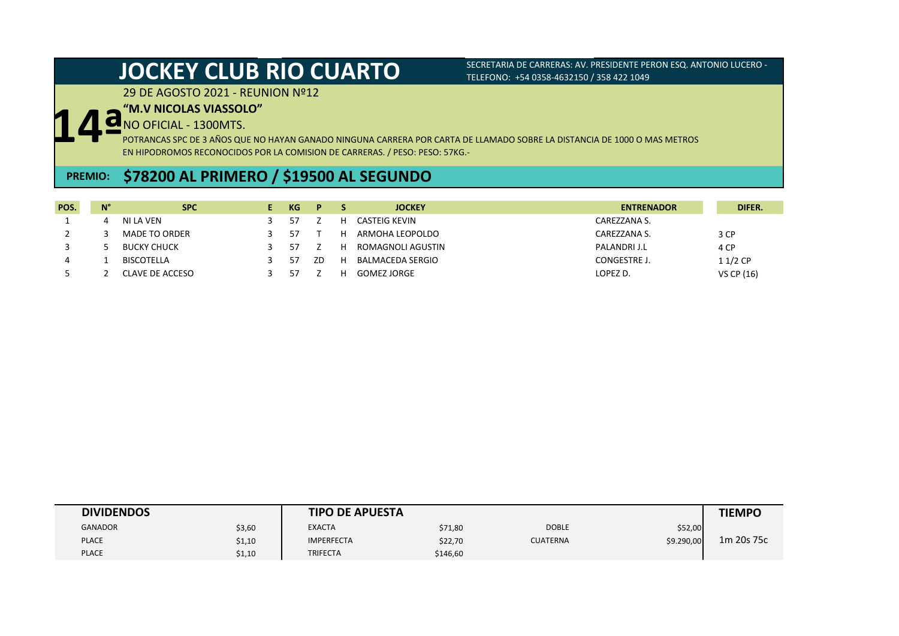# JOCKEY CLUB RIO CUARTO

SECRETARIA DE CARRERAS: AV. PRESIDENTE PERON ESQ. ANTONIO LUCERO - TELEFONO: +54 0358-4632150 / 358 422 1049

29 DE AGOSTO 2021 - REUNION Nº12

## 14ª

**"M.V NICOLAS VIASSOLO"**

NO OFICIAL - 1300MTS.

POTRANCAS SPC DE 3 AÑOS QUE NO HAYAN GANADO NINGUNA CARRERA POR CARTA DE LLAMADO SOBRE LA DISTANCIA DE 1000 O MAS METROS EN HIPODROMOS RECONOCIDOS POR LA COMISION DE CARRERAS. / PESO: PESO: 57KG.-

**PREMIO: $78200 AL PRIMERO / $19500 AL SEGUNDO**

| POS. | N° | SPC | E | KG | P | S | JOCKEY | ENTRENADOR | DIFER. |
|---|---|---|---|---|---|---|---|---|---|
| 1 | 4 | NI LA VEN | 3 | 57 | Z | H | CASTEIG KEVIN | CAREZZANA S. | |
| 2 | 3 | MADE TO ORDER | 3 | 57 | T | H | ARMOHA LEOPOLDO | CAREZZANA S. | 3 CP |
| 3 | 5 | BUCKY CHUCK | 3 | 57 | Z | H | ROMAGNOLI AGUSTIN | PALANDRI J.L | 4 CP |
| 4 | 1 | BISCOTELLA | 3 | 57 | ZD | H | BALMACEDA SERGIO | CONGESTRE J. | 1 1/2 CP |
| 5 | 2 | CLAVE DE ACCESO | 3 | 57 | Z | H | GOMEZ JORGE | LOPEZ D. | VS CP (16) |

| DIVIDENDOS | | TIPO DE APUESTA | | | | TIEMPO |
|---|---|---|---|---|---|---|
| GANADOR | $3,60 | EXACTA | $71,80 | DOBLE | $52,00 | 1m 20s 75c |
| PLACE | $1,10 | IMPERFECTA | $22,70 | CUATERNA | $9.290,00 | |
| PLACE | $1,10 | TRIFECTA | $146,60 | | | |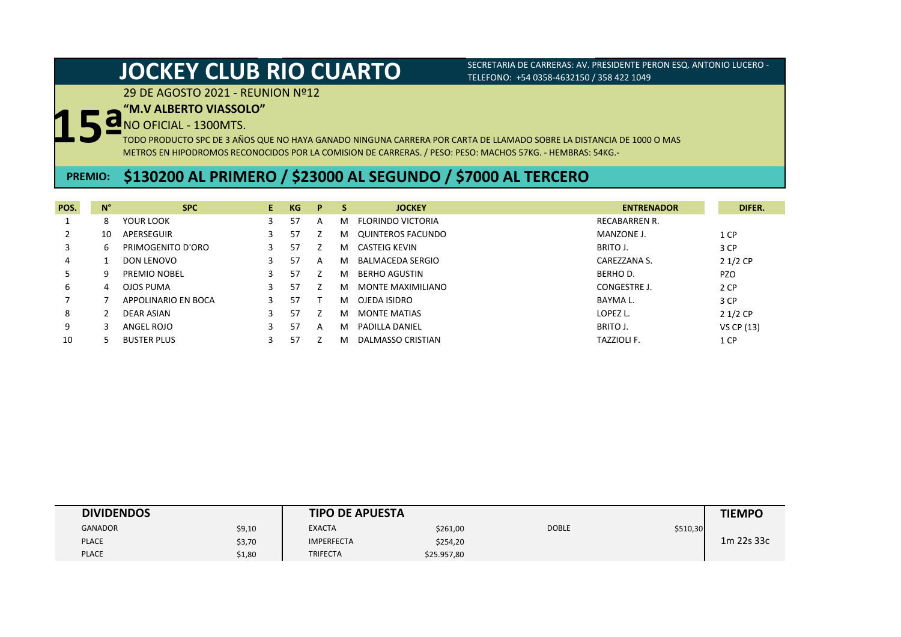# JOCKEY CLUB RIO CUARTO

SECRETARIA DE CARRERAS: AV. PRESIDENTE PERON ESQ. ANTONIO LUCERO - TELEFONO: +54 0358-4632150 / 358 422 1049

29 DE AGOSTO 2021 - REUNION Nº12

## 15ª

**"M.V ALBERTO VIASSOLO"**

NO OFICIAL - 1300MTS.

TODO PRODUCTO SPC DE 3 AÑOS QUE NO HAYA GANADO NINGUNA CARRERA POR CARTA DE LLAMADO SOBRE LA DISTANCIA DE 1000 O MAS METROS EN HIPODROMOS RECONOCIDOS POR LA COMISION DE CARRERAS. / PESO: PESO: MACHOS 57KG. - HEMBRAS: 54KG.-

**PREMIO: $130200 AL PRIMERO / $23000 AL SEGUNDO / $7000 AL TERCERO**

| POS. | N° | SPC | E. | KG | P | S | JOCKEY | ENTRENADOR | DIFER. |
|---|---|---|---|---|---|---|---|---|---|
| 1 | 8 | YOUR LOOK | 3 | 57 | A | M | FLORINDO VICTORIA | RECABARREN R. | |
| 2 | 10 | APERSEGUIR | 3 | 57 | Z | M | QUINTEROS FACUNDO | MANZONE J. | 1 CP |
| 3 | 6 | PRIMOGENITO D'ORO | 3 | 57 | Z | M | CASTEIG KEVIN | BRITO J. | 3 CP |
| 4 | 1 | DON LENOVO | 3 | 57 | A | M | BALMACEDA SERGIO | CAREZZANA S. | 2 1/2 CP |
| 5 | 9 | PREMIO NOBEL | 3 | 57 | Z | M | BERHO AGUSTIN | BERHO D. | PZO |
| 6 | 4 | OJOS PUMA | 3 | 57 | Z | M | MONTE MAXIMILIANO | CONGESTRE J. | 2 CP |
| 7 | 7 | APPOLINARIO EN BOCA | 3 | 57 | T | M | OJEDA ISIDRO | BAYMA L. | 3 CP |
| 8 | 2 | DEAR ASIAN | 3 | 57 | Z | M | MONTE MATIAS | LOPEZ L. | 2 1/2 CP |
| 9 | 3 | ANGEL ROJO | 3 | 57 | A | M | PADILLA DANIEL | BRITO J. | VS CP (13) |
| 10 | 5 | BUSTER PLUS | 3 | 57 | Z | M | DALMASSO CRISTIAN | TAZZIOLI F. | 1 CP |

| DIVIDENDOS | | TIPO DE APUESTA | | | | TIEMPO |
|---|---|---|---|---|---|---|
| GANADOR | $9,10 | EXACTA | $261,00 | DOBLE | $510,30 | 1m 22s 33c |
| PLACE | $3,70 | IMPERFECTA | $254,20 | | | |
| PLACE | $1,80 | TRIFECTA | $25.957,80 | | | |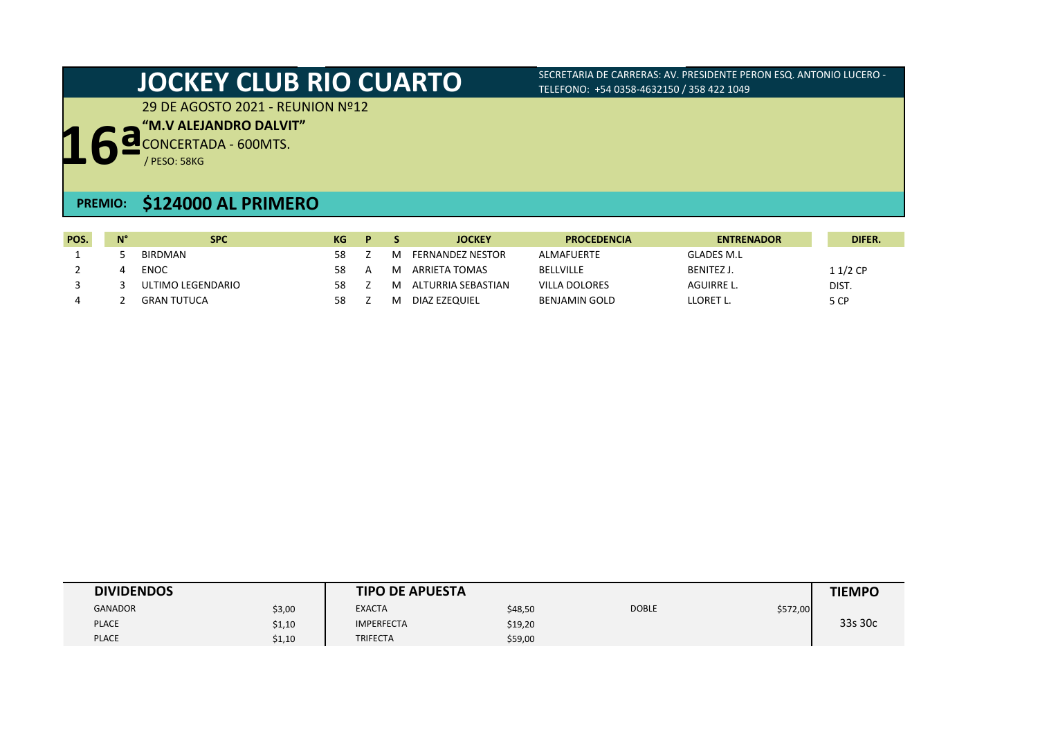# JOCKEY CLUB RIO CUARTO

SECRETARIA DE CARRERAS: AV. PRESIDENTE PERON ESQ. ANTONIO LUCERO - TELEFONO: +54 0358-4632150 / 358 422 1049

29 DE AGOSTO 2021 - REUNION Nº12

## 16ª

**"M.V ALEJANDRO DALVIT"**

CONCERTADA - 600MTS.

/ PESO: 58KG

**PREMIO: $124000 AL PRIMERO**

| POS. | N° | SPC | KG | P | S | JOCKEY | PROCEDENCIA | ENTRENADOR | DIFER. |
|---|---|---|---|---|---|---|---|---|---|
| 1 | 5 | BIRDMAN | 58 | Z | M | FERNANDEZ NESTOR | ALMAFUERTE | GLADES M.L | |
| 2 | 4 | ENOC | 58 | A | M | ARRIETA TOMAS | BELLVILLE | BENITEZ J. | 1 1/2 CP |
| 3 | 3 | ULTIMO LEGENDARIO | 58 | Z | M | ALTURRIA SEBASTIAN | VILLA DOLORES | AGUIRRE L. | DIST. |
| 4 | 2 | GRAN TUTUCA | 58 | Z | M | DIAZ EZEQUIEL | BENJAMIN GOLD | LLORET L. | 5 CP |

| DIVIDENDOS | | TIPO DE APUESTA | | | | TIEMPO |
|---|---|---|---|---|---|---|
| GANADOR | $3,00 | EXACTA | $48,50 | DOBLE | $572,00 | 33s 30c |
| PLACE | $1,10 | IMPERFECTA | $19,20 | | | |
| PLACE | $1,10 | TRIFECTA | $59,00 | | | |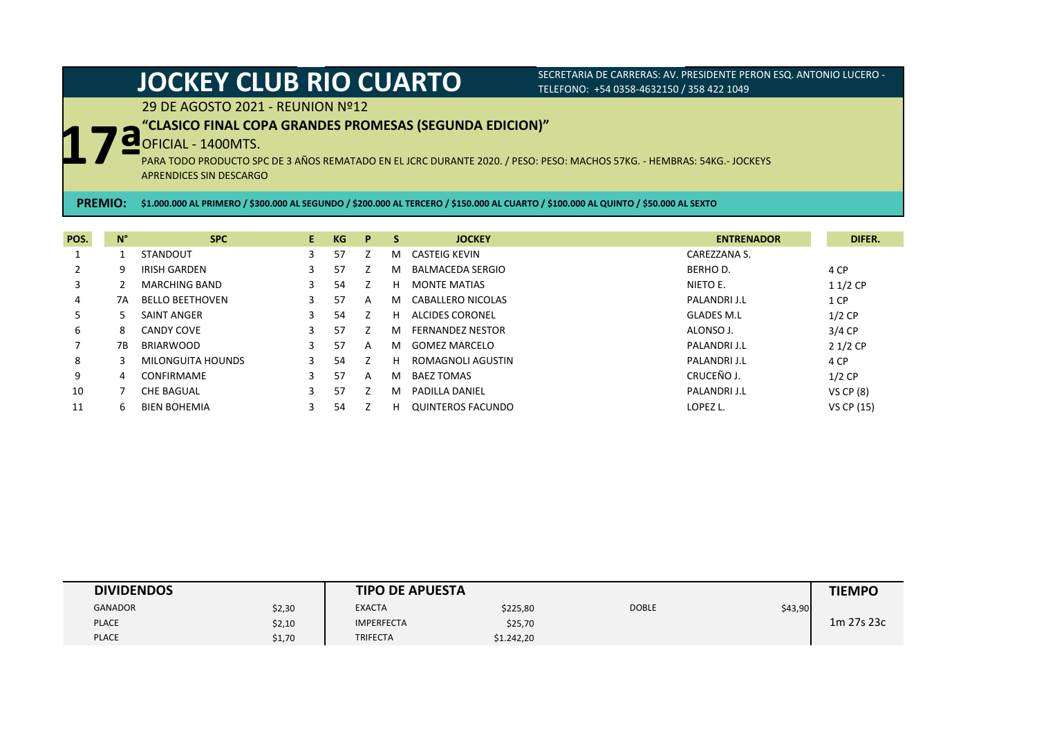# JOCKEY CLUB RIO CUARTO

SECRETARIA DE CARRERAS: AV. PRESIDENTE PERON ESQ. ANTONIO LUCERO - TELEFONO: +54 0358-4632150 / 358 422 1049

29 DE AGOSTO 2021 - REUNION Nº12

## 17ª

**"CLASICO FINAL COPA GRANDES PROMESAS (SEGUNDA EDICION)"**

OFICIAL - 1400MTS.

PARA TODO PRODUCTO SPC DE 3 AÑOS REMATADO EN EL JCRC DURANTE 2020. / PESO: PESO: MACHOS 57KG. - HEMBRAS: 54KG.- JOCKEYS APRENDICES SIN DESCARGO

**PREMIO:** **$1.000.000 AL PRIMERO / $300.000 AL SEGUNDO / $200.000 AL TERCERO / $150.000 AL CUARTO / $100.000 AL QUINTO / $50.000 AL SEXTO**

| POS. | N° | SPC | E | KG | P | S | JOCKEY | ENTRENADOR | DIFER. |
|---|---|---|---|---|---|---|---|---|---|
| 1 | 1 | STANDOUT | 3 | 57 | Z | M | CASTEIG KEVIN | CAREZZANA S. | |
| 2 | 9 | IRISH GARDEN | 3 | 57 | Z | M | BALMACEDA SERGIO | BERHO D. | 4 CP |
| 3 | 2 | MARCHING BAND | 3 | 54 | Z | H | MONTE MATIAS | NIETO E. | 1 1/2 CP |
| 4 | 7A | BELLO BEETHOVEN | 3 | 57 | A | M | CABALLERO NICOLAS | PALANDRI J.L | 1 CP |
| 5 | 5 | SAINT ANGER | 3 | 54 | Z | H | ALCIDES CORONEL | GLADES M.L | 1/2 CP |
| 6 | 8 | CANDY COVE | 3 | 57 | Z | M | FERNANDEZ NESTOR | ALONSO J. | 3/4 CP |
| 7 | 7B | BRIARWOOD | 3 | 57 | A | M | GOMEZ MARCELO | PALANDRI J.L | 2 1/2 CP |
| 8 | 3 | MILONGUITA HOUNDS | 3 | 54 | Z | H | ROMAGNOLI AGUSTIN | PALANDRI J.L | 4 CP |
| 9 | 4 | CONFIRMAME | 3 | 57 | A | M | BAEZ TOMAS | CRUCEÑO J. | 1/2 CP |
| 10 | 7 | CHE BAGUAL | 3 | 57 | Z | M | PADILLA DANIEL | PALANDRI J.L | VS CP (8) |
| 11 | 6 | BIEN BOHEMIA | 3 | 54 | Z | H | QUINTEROS FACUNDO | LOPEZ L. | VS CP (15) |

| DIVIDENDOS | | TIPO DE APUESTA | | | | TIEMPO |
|---|---|---|---|---|---|---|
| GANADOR | $2,30 | EXACTA | $225,80 | DOBLE | $43,90 | 1m 27s 23c |
| PLACE | $2,10 | IMPERFECTA | $25,70 | | | |
| PLACE | $1,70 | TRIFECTA | $1.242,20 | | | |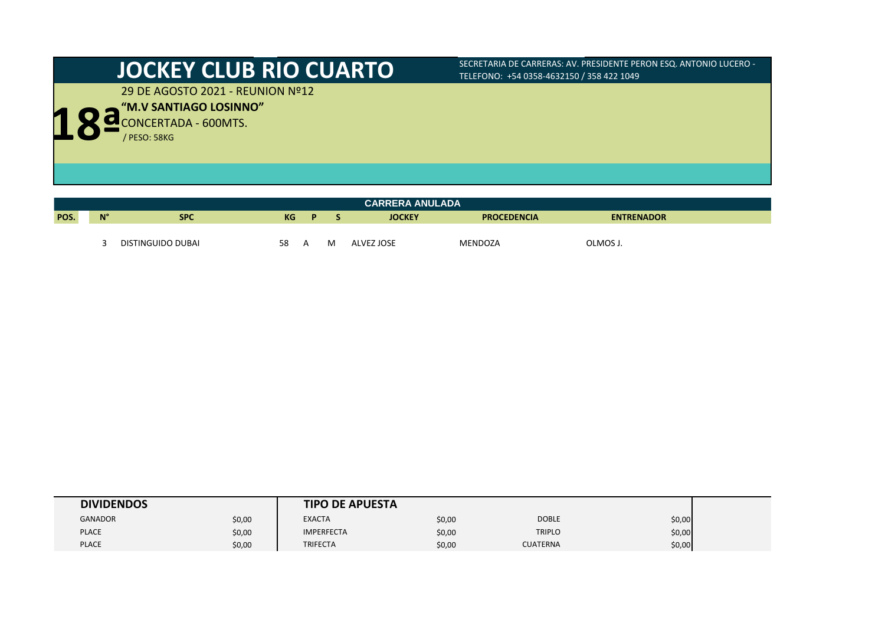# JOCKEY CLUB RIO CUARTO

SECRETARIA DE CARRERAS: AV. PRESIDENTE PERON ESQ. ANTONIO LUCERO - TELEFONO: +54 0358-4632150 / 358 422 1049

29 DE AGOSTO 2021 - REUNION Nº12

## 18ª

**“M.V SANTIAGO LOSINNO”**

CONCERTADA - 600MTS.

/ PESO: 58KG

**CARRERA ANULADA**

| POS. | N° | SPC | KG | P | S | JOCKEY | PROCEDENCIA | ENTRENADOR |
|---|---|---|---|---|---|---|---|---|
| | 3 | DISTINGUIDO DUBAI | 58 | A | M | ALVEZ JOSE | MENDOZA | OLMOS J. |

| DIVIDENDOS | | TIPO DE APUESTA | | | |
|---|---|---|---|---|---|
| GANADOR | $0,00 | EXACTA | $0,00 | DOBLE | $0,00 |
| PLACE | $0,00 | IMPERFECTA | $0,00 | TRIPLO | $0,00 |
| PLACE | $0,00 | TRIFECTA | $0,00 | CUATERNA | $0,00 |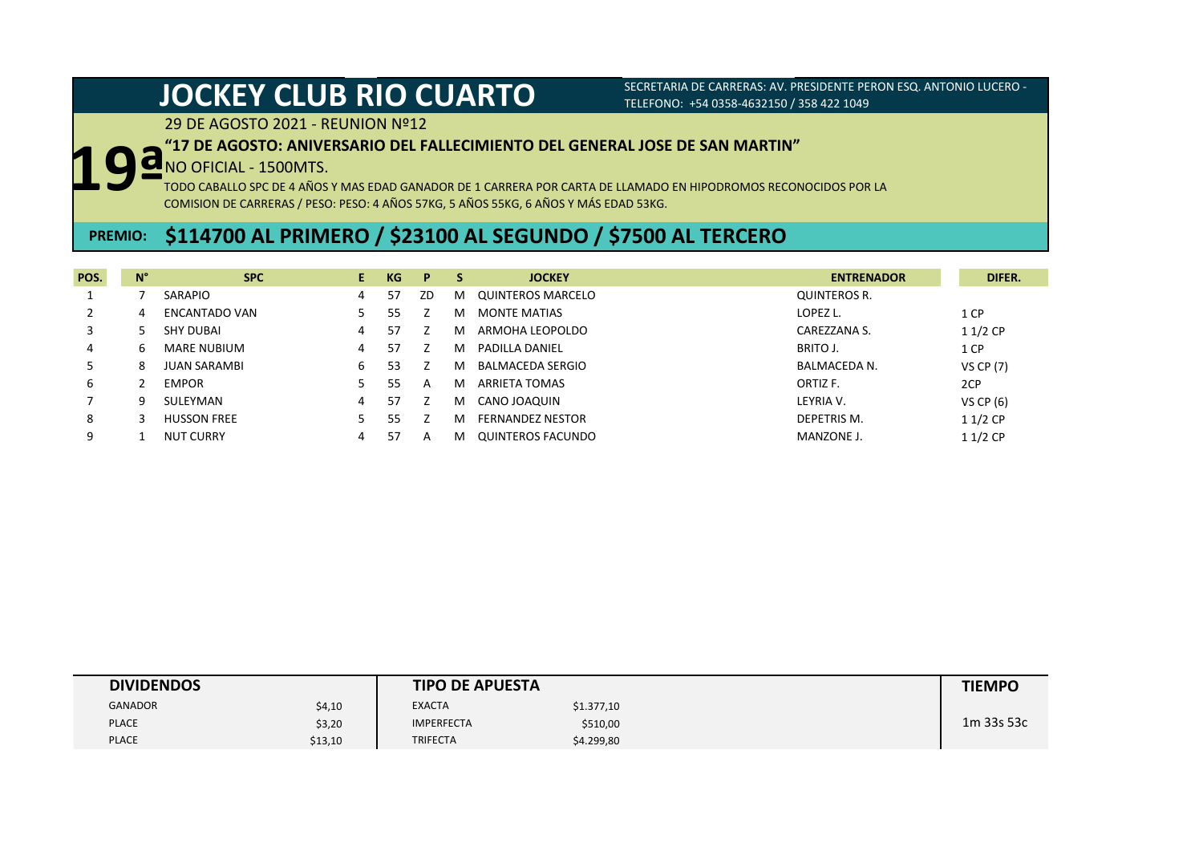# JOCKEY CLUB RIO CUARTO

SECRETARIA DE CARRERAS: AV. PRESIDENTE PERON ESQ. ANTONIO LUCERO - TELEFONO: +54 0358-4632150 / 358 422 1049

29 DE AGOSTO 2021 - REUNION Nº12

## 19ª

**"17 DE AGOSTO: ANIVERSARIO DEL FALLECIMIENTO DEL GENERAL JOSE DE SAN MARTIN"**

NO OFICIAL - 1500MTS.

TODO CABALLO SPC DE 4 AÑOS Y MAS EDAD GANADOR DE 1 CARRERA POR CARTA DE LLAMADO EN HIPODROMOS RECONOCIDOS POR LA COMISION DE CARRERAS / PESO: PESO: 4 AÑOS 57KG, 5 AÑOS 55KG, 6 AÑOS Y MÁS EDAD 53KG.

**PREMIO: $114700 AL PRIMERO / $23100 AL SEGUNDO / $7500 AL TERCERO**

| POS. | N° | SPC | E. | KG | P | S | JOCKEY | ENTRENADOR | DIFER. |
|---|---|---|---|---|---|---|---|---|---|
| 1 | 7 | SARAPIO | 4 | 57 | ZD | M | QUINTEROS MARCELO | QUINTEROS R. | |
| 2 | 4 | ENCANTADO VAN | 5 | 55 | Z | M | MONTE MATIAS | LOPEZ L. | 1 CP |
| 3 | 5 | SHY DUBAI | 4 | 57 | Z | M | ARMOHA LEOPOLDO | CAREZZANA S. | 1 1/2 CP |
| 4 | 6 | MARE NUBIUM | 4 | 57 | Z | M | PADILLA DANIEL | BRITO J. | 1 CP |
| 5 | 8 | JUAN SARAMBI | 6 | 53 | Z | M | BALMACEDA SERGIO | BALMACEDA N. | VS CP (7) |
| 6 | 2 | EMPOR | 5 | 55 | A | M | ARRIETA TOMAS | ORTIZ F. | 2CP |
| 7 | 9 | SULEYMAN | 4 | 57 | Z | M | CANO JOAQUIN | LEYRIA V. | VS CP (6) |
| 8 | 3 | HUSSON FREE | 5 | 55 | Z | M | FERNANDEZ NESTOR | DEPETRIS M. | 1 1/2 CP |
| 9 | 1 | NUT CURRY | 4 | 57 | A | M | QUINTEROS FACUNDO | MANZONE J. | 1 1/2 CP |

| DIVIDENDOS | | TIPO DE APUESTA | | TIEMPO |
|---|---|---|---|---|
| GANADOR | $4,10 | EXACTA | $1.377,10 | |
| PLACE | $3,20 | IMPERFECTA | $510,00 | 1m 33s 53c |
| PLACE | $13,10 | TRIFECTA | $4.299,80 | |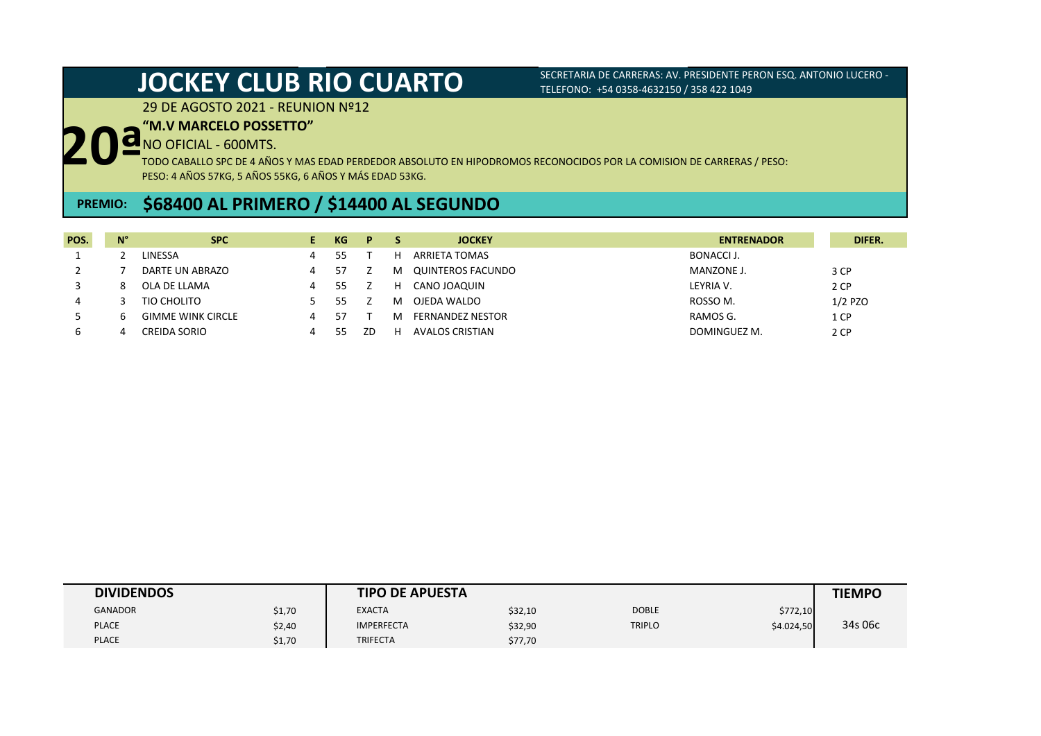# JOCKEY CLUB RIO CUARTO

SECRETARIA DE CARRERAS: AV. PRESIDENTE PERON ESQ. ANTONIO LUCERO - TELEFONO: +54 0358-4632150 / 358 422 1049

29 DE AGOSTO 2021 - REUNION Nº12

## 20ª

**"M.V MARCELO POSSETTO"**

NO OFICIAL - 600MTS.

TODO CABALLO SPC DE 4 AÑOS Y MAS EDAD PERDEDOR ABSOLUTO EN HIPODROMOS RECONOCIDOS POR LA COMISION DE CARRERAS / PESO: PESO: 4 AÑOS 57KG, 5 AÑOS 55KG, 6 AÑOS Y MÁS EDAD 53KG.

## PREMIO: $68400 AL PRIMERO / $14400 AL SEGUNDO

| POS. | N° | SPC | E | KG | P | S | JOCKEY | ENTRENADOR | DIFER. |
|---|---|---|---|---|---|---|---|---|---|
| 1 | 2 | LINESSA | 4 | 55 | T | H | ARRIETA TOMAS | BONACCI J. | |
| 2 | 7 | DARTE UN ABRAZO | 4 | 57 | Z | M | QUINTEROS FACUNDO | MANZONE J. | 3 CP |
| 3 | 8 | OLA DE LLAMA | 4 | 55 | Z | H | CANO JOAQUIN | LEYRIA V. | 2 CP |
| 4 | 3 | TIO CHOLITO | 5 | 55 | Z | M | OJEDA WALDO | ROSSO M. | 1/2 PZO |
| 5 | 6 | GIMME WINK CIRCLE | 4 | 57 | T | M | FERNANDEZ NESTOR | RAMOS G. | 1 CP |
| 6 | 4 | CREIDA SORIO | 4 | 55 | ZD | H | AVALOS CRISTIAN | DOMINGUEZ M. | 2 CP |

| DIVIDENDOS | | TIPO DE APUESTA | | | | TIEMPO |
|---|---|---|---|---|---|---|
| GANADOR | $1,70 | EXACTA | $32,10 | DOBLE | $772,10 | 34s 06c |
| PLACE | $2,40 | IMPERFECTA | $32,90 | TRIPLO | $4.024,50 | |
| PLACE | $1,70 | TRIFECTA | $77,70 | | | |